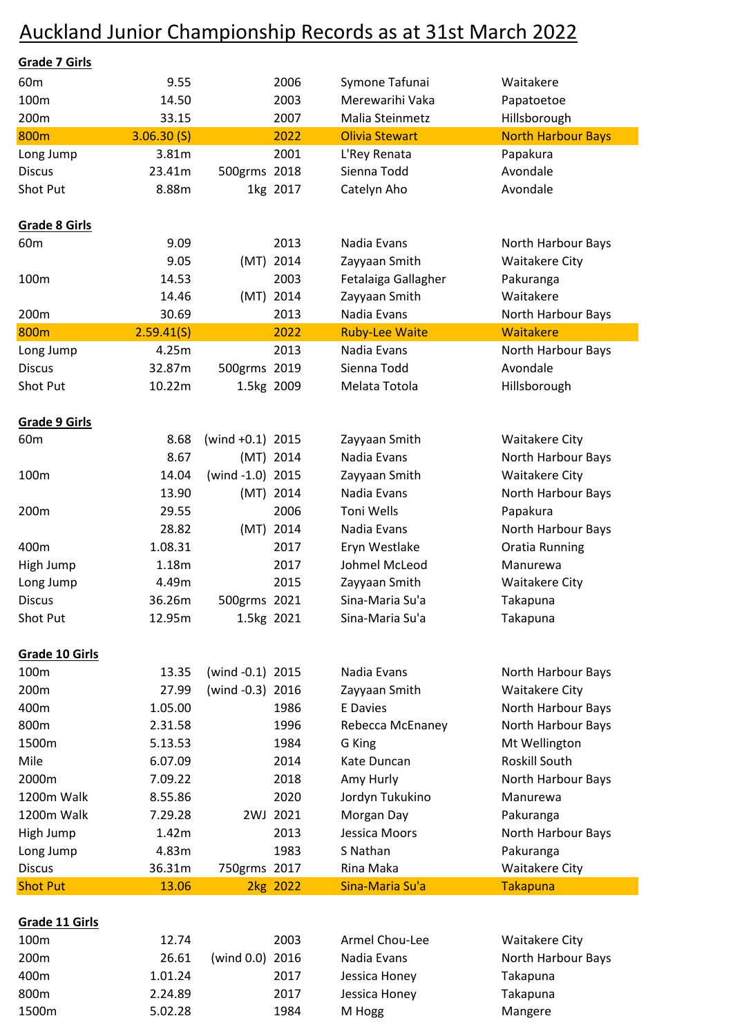# Auckland Junior Championship Records as at 31st March 2022

**Grade 7 Girls**

| Event | Record | Notes | Year | Name | Club |
|---|---|---|---|---|---|
| 60m | 9.55 | | 2006 | Symone Tafunai | Waitakere |
| 100m | 14.50 | | 2003 | Merewarihi Vaka | Papatoetoe |
| 200m | 33.15 | | 2007 | Malia Steinmetz | Hillsborough |
| 800m | 3.06.30 (S) | | 2022 | Olivia Stewart | North Harbour Bays |
| Long Jump | 3.81m | | 2001 | L'Rey Renata | Papakura |
| Discus | 23.41m | 500grms | 2018 | Sienna Todd | Avondale |
| Shot Put | 8.88m | 1kg | 2017 | Catelyn Aho | Avondale |

**Grade 8 Girls**

| Event | Record | Notes | Year | Name | Club |
|---|---|---|---|---|---|
| 60m | 9.09 | | 2013 | Nadia Evans | North Harbour Bays |
| | 9.05 | (MT) | 2014 | Zayyaan Smith | Waitakere City |
| 100m | 14.53 | | 2003 | Fetalaiga Gallagher | Pakuranga |
| | 14.46 | (MT) | 2014 | Zayyaan Smith | Waitakere |
| 200m | 30.69 | | 2013 | Nadia Evans | North Harbour Bays |
| 800m | 2.59.41(S) | | 2022 | Ruby-Lee Waite | Waitakere |
| Long Jump | 4.25m | | 2013 | Nadia Evans | North Harbour Bays |
| Discus | 32.87m | 500grms | 2019 | Sienna Todd | Avondale |
| Shot Put | 10.22m | 1.5kg | 2009 | Melata Totola | Hillsborough |

**Grade 9 Girls**

| Event | Record | Notes | Year | Name | Club |
|---|---|---|---|---|---|
| 60m | 8.68 | (wind +0.1) | 2015 | Zayyaan Smith | Waitakere City |
| | 8.67 | (MT) | 2014 | Nadia Evans | North Harbour Bays |
| 100m | 14.04 | (wind -1.0) | 2015 | Zayyaan Smith | Waitakere City |
| | 13.90 | (MT) | 2014 | Nadia Evans | North Harbour Bays |
| 200m | 29.55 | | 2006 | Toni Wells | Papakura |
| | 28.82 | (MT) | 2014 | Nadia Evans | North Harbour Bays |
| 400m | 1.08.31 | | 2017 | Eryn Westlake | Oratia Running |
| High Jump | 1.18m | | 2017 | Johmel McLeod | Manurewa |
| Long Jump | 4.49m | | 2015 | Zayyaan Smith | Waitakere City |
| Discus | 36.26m | 500grms | 2021 | Sina-Maria Su'a | Takapuna |
| Shot Put | 12.95m | 1.5kg | 2021 | Sina-Maria Su'a | Takapuna |

**Grade 10 Girls**

| Event | Record | Notes | Year | Name | Club |
|---|---|---|---|---|---|
| 100m | 13.35 | (wind -0.1) | 2015 | Nadia Evans | North Harbour Bays |
| 200m | 27.99 | (wind -0.3) | 2016 | Zayyaan Smith | Waitakere City |
| 400m | 1.05.00 | | 1986 | E Davies | North Harbour Bays |
| 800m | 2.31.58 | | 1996 | Rebecca McEnaney | North Harbour Bays |
| 1500m | 5.13.53 | | 1984 | G King | Mt Wellington |
| Mile | 6.07.09 | | 2014 | Kate Duncan | Roskill South |
| 2000m | 7.09.22 | | 2018 | Amy Hurly | North Harbour Bays |
| 1200m Walk | 8.55.86 | | 2020 | Jordyn Tukukino | Manurewa |
| 1200m Walk | 7.29.28 | 2WJ | 2021 | Morgan Day | Pakuranga |
| High Jump | 1.42m | | 2013 | Jessica Moors | North Harbour Bays |
| Long Jump | 4.83m | | 1983 | S Nathan | Pakuranga |
| Discus | 36.31m | 750grms | 2017 | Rina Maka | Waitakere City |
| Shot Put | 13.06 | 2kg | 2022 | Sina-Maria Su'a | Takapuna |

**Grade 11 Girls**

| Event | Record | Notes | Year | Name | Club |
|---|---|---|---|---|---|
| 100m | 12.74 | | 2003 | Armel Chou-Lee | Waitakere City |
| 200m | 26.61 | (wind 0.0) | 2016 | Nadia Evans | North Harbour Bays |
| 400m | 1.01.24 | | 2017 | Jessica Honey | Takapuna |
| 800m | 2.24.89 | | 2017 | Jessica Honey | Takapuna |
| 1500m | 5.02.28 | | 1984 | M Hogg | Mangere |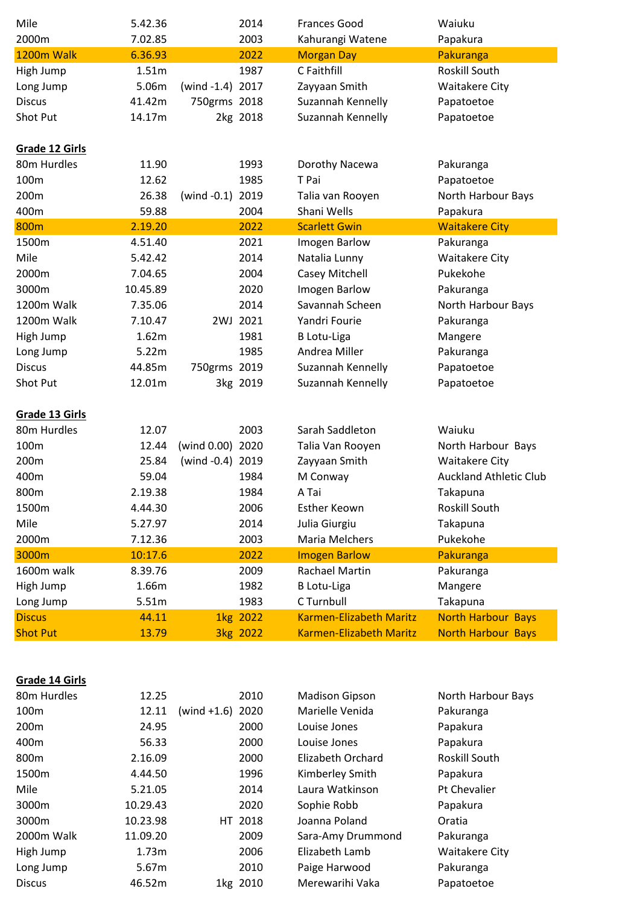| | | | | | |
|---|---|---|---|---|---|
| Mile | 5.42.36 | | 2014 | Frances Good | Waiuku |
| 2000m | 7.02.85 | | 2003 | Kahurangi Watene | Papakura |
| 1200m Walk | 6.36.93 | | 2022 | Morgan Day | Pakuranga |
| High Jump | 1.51m | | 1987 | C Faithfill | Roskill South |
| Long Jump | 5.06m | (wind -1.4) | 2017 | Zayyaan Smith | Waitakere City |
| Discus | 41.42m | 750grms | 2018 | Suzannah Kennelly | Papatoetoe |
| Shot Put | 14.17m | 2kg | 2018 | Suzannah Kennelly | Papatoetoe |

**Grade 12 Girls**

| | | | | | |
|---|---|---|---|---|---|
| 80m Hurdles | 11.90 | | 1993 | Dorothy Nacewa | Pakuranga |
| 100m | 12.62 | | 1985 | T Pai | Papatoetoe |
| 200m | 26.38 | (wind -0.1) | 2019 | Talia van Rooyen | North Harbour Bays |
| 400m | 59.88 | | 2004 | Shani Wells | Papakura |
| 800m | 2.19.20 | | 2022 | Scarlett Gwin | Waitakere City |
| 1500m | 4.51.40 | | 2021 | Imogen Barlow | Pakuranga |
| Mile | 5.42.42 | | 2014 | Natalia Lunny | Waitakere City |
| 2000m | 7.04.65 | | 2004 | Casey Mitchell | Pukekohe |
| 3000m | 10.45.89 | | 2020 | Imogen Barlow | Pakuranga |
| 1200m Walk | 7.35.06 | | 2014 | Savannah Scheen | North Harbour Bays |
| 1200m Walk | 7.10.47 | 2WJ | 2021 | Yandri Fourie | Pakuranga |
| High Jump | 1.62m | | 1981 | B Lotu-Liga | Mangere |
| Long Jump | 5.22m | | 1985 | Andrea Miller | Pakuranga |
| Discus | 44.85m | 750grms | 2019 | Suzannah Kennelly | Papatoetoe |
| Shot Put | 12.01m | 3kg | 2019 | Suzannah Kennelly | Papatoetoe |

**Grade 13 Girls**

| | | | | | |
|---|---|---|---|---|---|
| 80m Hurdles | 12.07 | | 2003 | Sarah Saddleton | Waiuku |
| 100m | 12.44 | (wind 0.00) | 2020 | Talia Van Rooyen | North Harbour Bays |
| 200m | 25.84 | (wind -0.4) | 2019 | Zayyaan Smith | Waitakere City |
| 400m | 59.04 | | 1984 | M Conway | Auckland Athletic Club |
| 800m | 2.19.38 | | 1984 | A Tai | Takapuna |
| 1500m | 4.44.30 | | 2006 | Esther Keown | Roskill South |
| Mile | 5.27.97 | | 2014 | Julia Giurgiu | Takapuna |
| 2000m | 7.12.36 | | 2003 | Maria Melchers | Pukekohe |
| 3000m | 10:17.6 | | 2022 | Imogen Barlow | Pakuranga |
| 1600m walk | 8.39.76 | | 2009 | Rachael Martin | Pakuranga |
| High Jump | 1.66m | | 1982 | B Lotu-Liga | Mangere |
| Long Jump | 5.51m | | 1983 | C Turnbull | Takapuna |
| Discus | 44.11 | 1kg | 2022 | Karmen-Elizabeth Maritz | North Harbour Bays |
| Shot Put | 13.79 | 3kg | 2022 | Karmen-Elizabeth Maritz | North Harbour Bays |

**Grade 14 Girls**

| | | | | | |
|---|---|---|---|---|---|
| 80m Hurdles | 12.25 | | 2010 | Madison Gipson | North Harbour Bays |
| 100m | 12.11 | (wind +1.6) | 2020 | Marielle Venida | Pakuranga |
| 200m | 24.95 | | 2000 | Louise Jones | Papakura |
| 400m | 56.33 | | 2000 | Louise Jones | Papakura |
| 800m | 2.16.09 | | 2000 | Elizabeth Orchard | Roskill South |
| 1500m | 4.44.50 | | 1996 | Kimberley Smith | Papakura |
| Mile | 5.21.05 | | 2014 | Laura Watkinson | Pt Chevalier |
| 3000m | 10.29.43 | | 2020 | Sophie Robb | Papakura |
| 3000m | 10.23.98 | HT | 2018 | Joanna Poland | Oratia |
| 2000m Walk | 11.09.20 | | 2009 | Sara-Amy Drummond | Pakuranga |
| High Jump | 1.73m | | 2006 | Elizabeth Lamb | Waitakere City |
| Long Jump | 5.67m | | 2010 | Paige Harwood | Pakuranga |
| Discus | 46.52m | 1kg | 2010 | Merewarihi Vaka | Papatoetoe |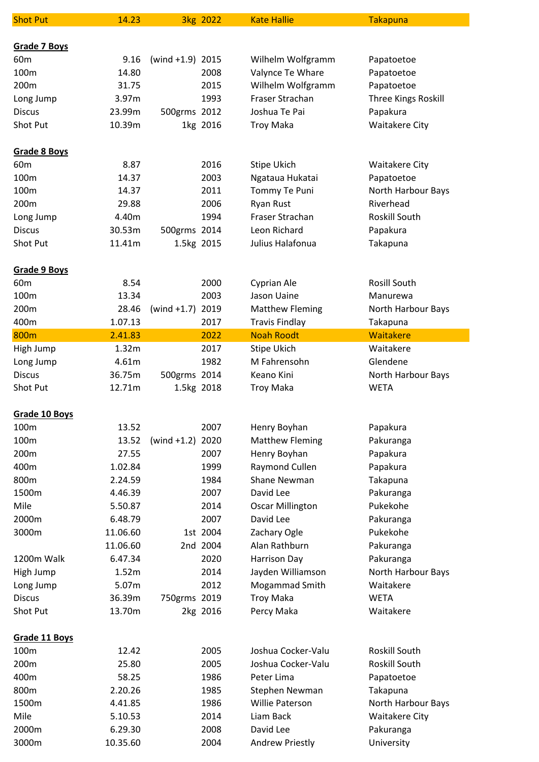| Shot Put | 14.23 | 3kg | 2022 | Kate Hallie | Takapuna |
|---|---|---|---|---|---|

**Grade 7 Boys**

| Event | Record | Note | Year | Name | Club |
|---|---|---|---|---|---|
| 60m | 9.16 | (wind +1.9) | 2015 | Wilhelm Wolfgramm | Papatoetoe |
| 100m | 14.80 | | 2008 | Valynce Te Whare | Papatoetoe |
| 200m | 31.75 | | 2015 | Wilhelm Wolfgramm | Papatoetoe |
| Long Jump | 3.97m | | 1993 | Fraser Strachan | Three Kings Roskill |
| Discus | 23.99m | 500grms | 2012 | Joshua Te Pai | Papakura |
| Shot Put | 10.39m | 1kg | 2016 | Troy Maka | Waitakere City |

**Grade 8 Boys**

| Event | Record | Note | Year | Name | Club |
|---|---|---|---|---|---|
| 60m | 8.87 | | 2016 | Stipe Ukich | Waitakere City |
| 100m | 14.37 | | 2003 | Ngataua Hukatai | Papatoetoe |
| 100m | 14.37 | | 2011 | Tommy Te Puni | North Harbour Bays |
| 200m | 29.88 | | 2006 | Ryan Rust | Riverhead |
| Long Jump | 4.40m | | 1994 | Fraser Strachan | Roskill South |
| Discus | 30.53m | 500grms | 2014 | Leon Richard | Papakura |
| Shot Put | 11.41m | 1.5kg | 2015 | Julius Halafonua | Takapuna |

**Grade 9 Boys**

| Event | Record | Note | Year | Name | Club |
|---|---|---|---|---|---|
| 60m | 8.54 | | 2000 | Cyprian Ale | Rosill South |
| 100m | 13.34 | | 2003 | Jason Uaine | Manurewa |
| 200m | 28.46 | (wind +1.7) | 2019 | Matthew Fleming | North Harbour Bays |
| 400m | 1.07.13 | | 2017 | Travis Findlay | Takapuna |
| 800m | 2.41.83 | | 2022 | Noah Roodt | Waitakere |
| High Jump | 1.32m | | 2017 | Stipe Ukich | Waitakere |
| Long Jump | 4.61m | | 1982 | M Fahrensohn | Glendene |
| Discus | 36.75m | 500grms | 2014 | Keano Kini | North Harbour Bays |
| Shot Put | 12.71m | 1.5kg | 2018 | Troy Maka | WETA |

**Grade 10 Boys**

| Event | Record | Note | Year | Name | Club |
|---|---|---|---|---|---|
| 100m | 13.52 | | 2007 | Henry Boyhan | Papakura |
| 100m | 13.52 | (wind +1.2) | 2020 | Matthew Fleming | Pakuranga |
| 200m | 27.55 | | 2007 | Henry Boyhan | Papakura |
| 400m | 1.02.84 | | 1999 | Raymond Cullen | Papakura |
| 800m | 2.24.59 | | 1984 | Shane Newman | Takapuna |
| 1500m | 4.46.39 | | 2007 | David Lee | Pakuranga |
| Mile | 5.50.87 | | 2014 | Oscar Millington | Pukekohe |
| 2000m | 6.48.79 | | 2007 | David Lee | Pakuranga |
| 3000m | 11.06.60 | 1st | 2004 | Zachary Ogle | Pukekohe |
| | 11.06.60 | 2nd | 2004 | Alan Rathburn | Pakuranga |
| 1200m Walk | 6.47.34 | | 2020 | Harrison Day | Pakuranga |
| High Jump | 1.52m | | 2014 | Jayden Williamson | North Harbour Bays |
| Long Jump | 5.07m | | 2012 | Mogammad Smith | Waitakere |
| Discus | 36.39m | 750grms | 2019 | Troy Maka | WETA |
| Shot Put | 13.70m | 2kg | 2016 | Percy Maka | Waitakere |

**Grade 11 Boys**

| Event | Record | Note | Year | Name | Club |
|---|---|---|---|---|---|
| 100m | 12.42 | | 2005 | Joshua Cocker-Valu | Roskill South |
| 200m | 25.80 | | 2005 | Joshua Cocker-Valu | Roskill South |
| 400m | 58.25 | | 1986 | Peter Lima | Papatoetoe |
| 800m | 2.20.26 | | 1985 | Stephen Newman | Takapuna |
| 1500m | 4.41.85 | | 1986 | Willie Paterson | North Harbour Bays |
| Mile | 5.10.53 | | 2014 | Liam Back | Waitakere City |
| 2000m | 6.29.30 | | 2008 | David Lee | Pakuranga |
| 3000m | 10.35.60 | | 2004 | Andrew Priestly | University |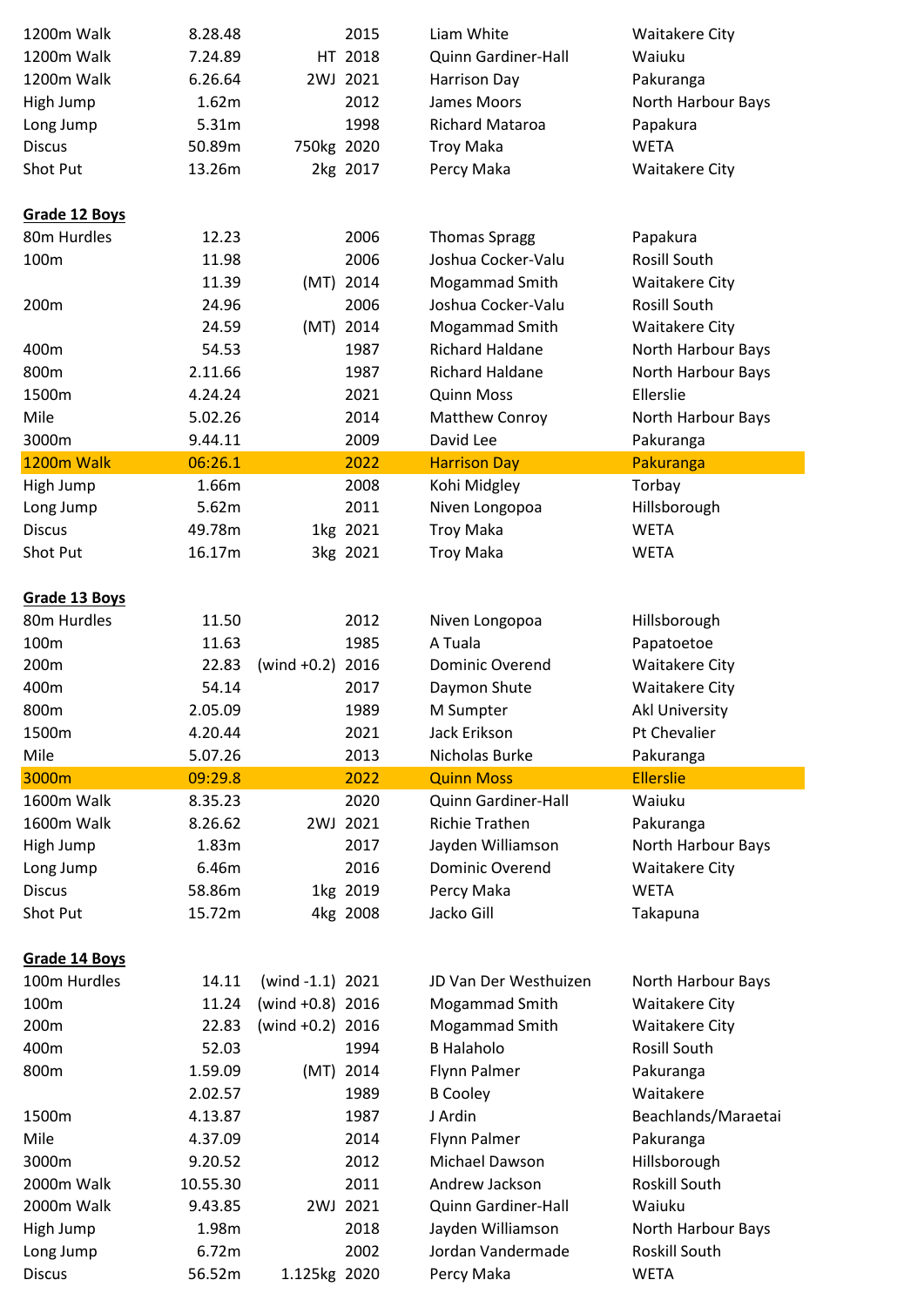| | | | | | |
|---|---|---|---|---|---|
| 1200m Walk | 8.28.48 | | 2015 | Liam White | Waitakere City |
| 1200m Walk | 7.24.89 | HT | 2018 | Quinn Gardiner-Hall | Waiuku |
| 1200m Walk | 6.26.64 | 2WJ | 2021 | Harrison Day | Pakuranga |
| High Jump | 1.62m | | 2012 | James Moors | North Harbour Bays |
| Long Jump | 5.31m | | 1998 | Richard Mataroa | Papakura |
| Discus | 50.89m | 750kg | 2020 | Troy Maka | WETA |
| Shot Put | 13.26m | 2kg | 2017 | Percy Maka | Waitakere City |

**Grade 12 Boys**

| | | | | | |
|---|---|---|---|---|---|
| 80m Hurdles | 12.23 | | 2006 | Thomas Spragg | Papakura |
| 100m | 11.98 | | 2006 | Joshua Cocker-Valu | Rosill South |
| | 11.39 | (MT) | 2014 | Mogammad Smith | Waitakere City |
| 200m | 24.96 | | 2006 | Joshua Cocker-Valu | Rosill South |
| | 24.59 | (MT) | 2014 | Mogammad Smith | Waitakere City |
| 400m | 54.53 | | 1987 | Richard Haldane | North Harbour Bays |
| 800m | 2.11.66 | | 1987 | Richard Haldane | North Harbour Bays |
| 1500m | 4.24.24 | | 2021 | Quinn Moss | Ellerslie |
| Mile | 5.02.26 | | 2014 | Matthew Conroy | North Harbour Bays |
| 3000m | 9.44.11 | | 2009 | David Lee | Pakuranga |
| 1200m Walk | 06:26.1 | | 2022 | Harrison Day | Pakuranga |
| High Jump | 1.66m | | 2008 | Kohi Midgley | Torbay |
| Long Jump | 5.62m | | 2011 | Niven Longopoa | Hillsborough |
| Discus | 49.78m | 1kg | 2021 | Troy Maka | WETA |
| Shot Put | 16.17m | 3kg | 2021 | Troy Maka | WETA |

**Grade 13 Boys**

| | | | | | |
|---|---|---|---|---|---|
| 80m Hurdles | 11.50 | | 2012 | Niven Longopoa | Hillsborough |
| 100m | 11.63 | | 1985 | A Tuala | Papatoetoe |
| 200m | 22.83 | (wind +0.2) | 2016 | Dominic Overend | Waitakere City |
| 400m | 54.14 | | 2017 | Daymon Shute | Waitakere City |
| 800m | 2.05.09 | | 1989 | M Sumpter | Akl University |
| 1500m | 4.20.44 | | 2021 | Jack Erikson | Pt Chevalier |
| Mile | 5.07.26 | | 2013 | Nicholas Burke | Pakuranga |
| 3000m | 09:29.8 | | 2022 | Quinn Moss | Ellerslie |
| 1600m Walk | 8.35.23 | | 2020 | Quinn Gardiner-Hall | Waiuku |
| 1600m Walk | 8.26.62 | 2WJ | 2021 | Richie Trathen | Pakuranga |
| High Jump | 1.83m | | 2017 | Jayden Williamson | North Harbour Bays |
| Long Jump | 6.46m | | 2016 | Dominic Overend | Waitakere City |
| Discus | 58.86m | 1kg | 2019 | Percy Maka | WETA |
| Shot Put | 15.72m | 4kg | 2008 | Jacko Gill | Takapuna |

**Grade 14 Boys**

| | | | | | |
|---|---|---|---|---|---|
| 100m Hurdles | 14.11 | (wind -1.1) | 2021 | JD Van Der Westhuizen | North Harbour Bays |
| 100m | 11.24 | (wind +0.8) | 2016 | Mogammad Smith | Waitakere City |
| 200m | 22.83 | (wind +0.2) | 2016 | Mogammad Smith | Waitakere City |
| 400m | 52.03 | | 1994 | B Halaholo | Rosill South |
| 800m | 1.59.09 | (MT) | 2014 | Flynn Palmer | Pakuranga |
| | 2.02.57 | | 1989 | B Cooley | Waitakere |
| 1500m | 4.13.87 | | 1987 | J Ardin | Beachlands/Maraetai |
| Mile | 4.37.09 | | 2014 | Flynn Palmer | Pakuranga |
| 3000m | 9.20.52 | | 2012 | Michael Dawson | Hillsborough |
| 2000m Walk | 10.55.30 | | 2011 | Andrew Jackson | Roskill South |
| 2000m Walk | 9.43.85 | 2WJ | 2021 | Quinn Gardiner-Hall | Waiuku |
| High Jump | 1.98m | | 2018 | Jayden Williamson | North Harbour Bays |
| Long Jump | 6.72m | | 2002 | Jordan Vandermade | Roskill South |
| Discus | 56.52m | 1.125kg | 2020 | Percy Maka | WETA |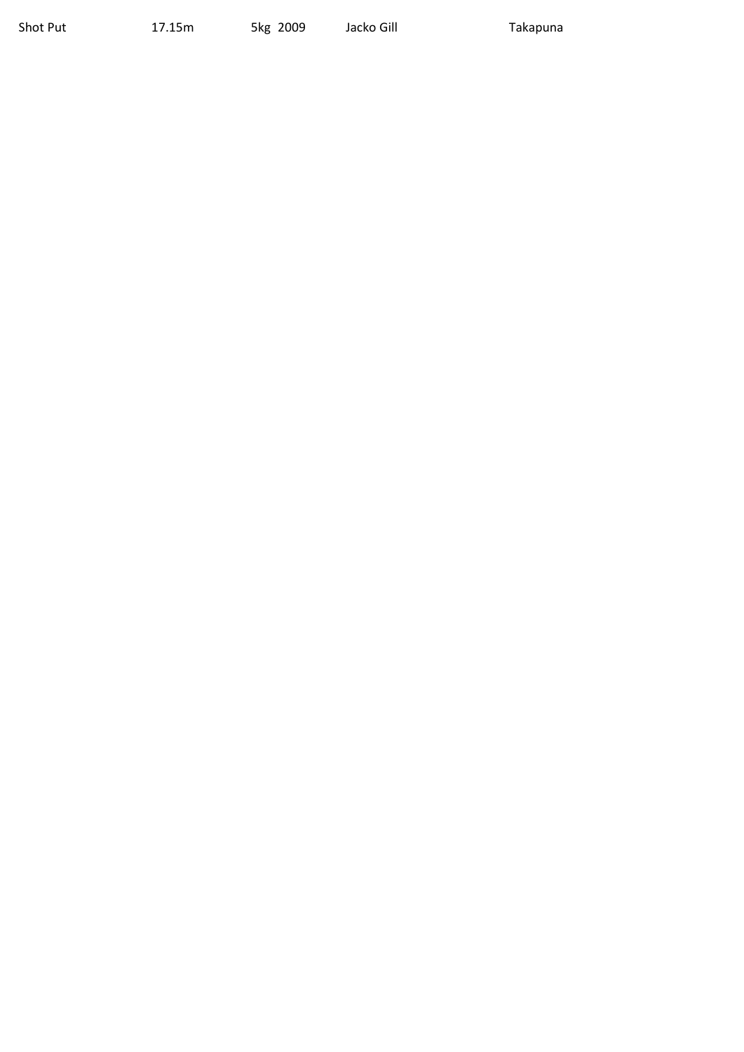| Shot Put | 17.15m | 5kg 2009 | Jacko Gill | Takapuna |
|---|---|---|---|---|